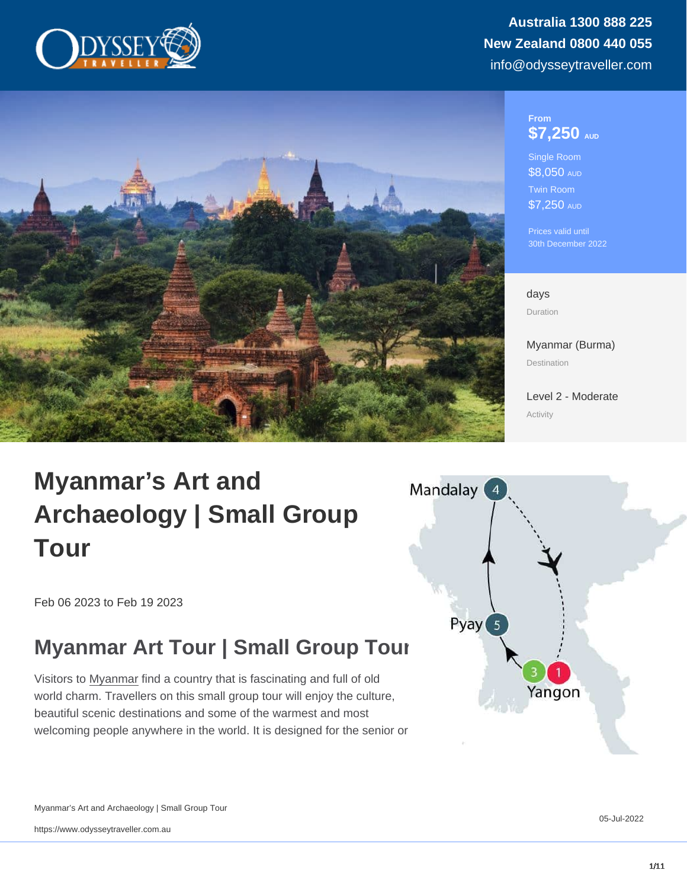Australia 1300 888 225
New Zealand 0800 440 055
info@odysseytraveller.com

From
**$7,250** AUD

Single Room
$8,050 AUD
Twin Room
$7,250 AUD

Prices valid until
30th December 2022

days
Duration

Myanmar (Burma)
Destination

Level 2 - Moderate
Activity

# Myanmar's Art and Archaeology | Small Group Tour

Feb 06 2023 to Feb 19 2023

## Myanmar Art Tour | Small Group Tour

Visitors to Myanmar find a country that is fascinating and full of old world charm. Travellers on this small group tour will enjoy the culture, beautiful scenic destinations and some of the warmest and most welcoming people anywhere in the world. It is designed for the senior or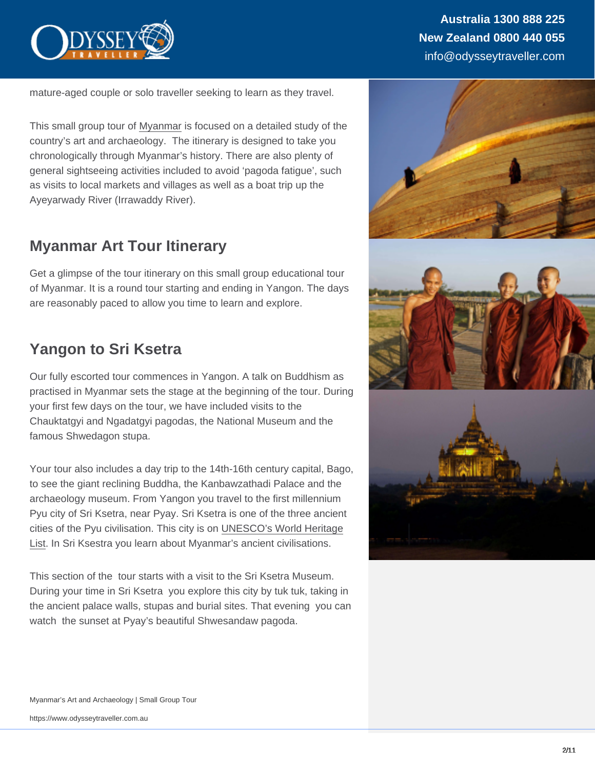mature-aged couple or solo traveller seeking to learn as they travel.

This small group tour of Myanmar is focused on a detailed study of the country's art and archaeology. The itinerary is designed to take you chronologically through Myanmar's history. There are also plenty of general sightseeing activities included to avoid 'pagoda fatigue', such as visits to local markets and villages as well as a boat trip up the Ayeyarwady River (Irrawaddy River).

## Myanmar Art Tour Itinerary

Get a glimpse of the tour itinerary on this small group educational tour of Myanmar. It is a round tour starting and ending in Yangon. The days are reasonably paced to allow you time to learn and explore.

## Yangon to Sri Ksetra

Our fully escorted tour commences in Yangon. A talk on Buddhism as practised in Myanmar sets the stage at the beginning of the tour. During your first few days on the tour, we have included visits to the Chauktatgyi and Ngadatgyi pagodas, the National Museum and the famous Shwedagon stupa.

Your tour also includes a day trip to the 14th-16th century capital, Bago, to see the giant reclining Buddha, the Kanbawzathadi Palace and the archaeology museum. From Yangon you travel to the first millennium Pyu city of Sri Ksetra, near Pyay. Sri Ksetra is one of the three ancient cities of the Pyu civilisation. This city is on UNESCO's World Heritage List. In Sri Ksestra you learn about Myanmar's ancient civilisations.

This section of the tour starts with a visit to the Sri Ksetra Museum. During your time in Sri Ksetra you explore this city by tuk tuk, taking in the ancient palace walls, stupas and burial sites. That evening you can watch the sunset at Pyay's beautiful Shwesandaw pagoda.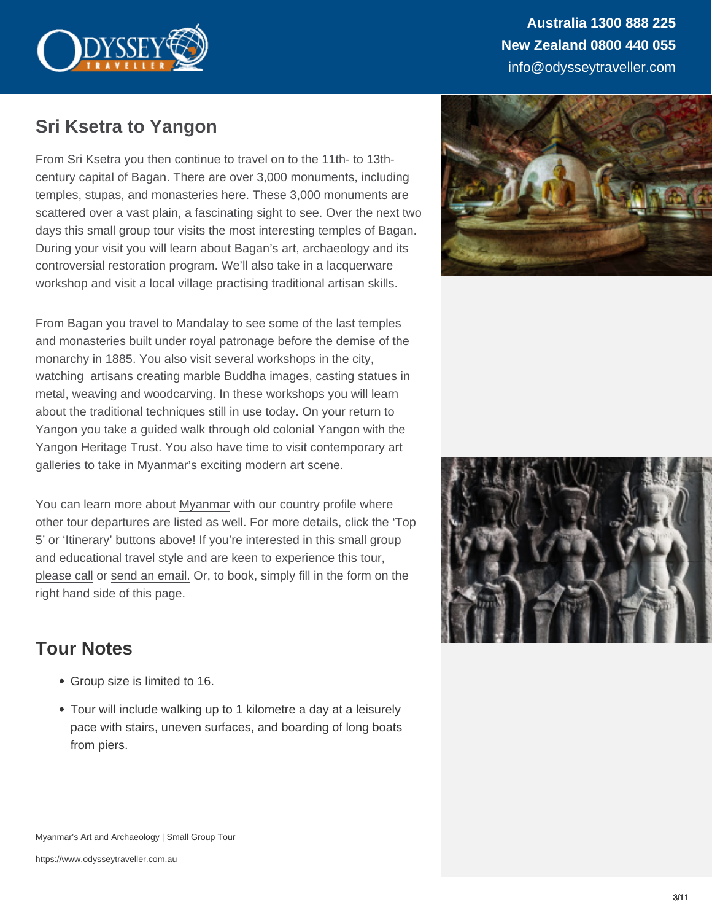## Sri Ksetra to Yangon

From Sri Ksetra you then continue to travel on to the 11th- to 13th-century capital of Bagan. There are over 3,000 monuments, including temples, stupas, and monasteries here. These 3,000 monuments are scattered over a vast plain, a fascinating sight to see. Over the next two days this small group tour visits the most interesting temples of Bagan. During your visit you will learn about Bagan's art, archaeology and its controversial restoration program. We'll also take in a lacquerware workshop and visit a local village practising traditional artisan skills.

From Bagan you travel to Mandalay to see some of the last temples and monasteries built under royal patronage before the demise of the monarchy in 1885. You also visit several workshops in the city, watching artisans creating marble Buddha images, casting statues in metal, weaving and woodcarving. In these workshops you will learn about the traditional techniques still in use today. On your return to Yangon you take a guided walk through old colonial Yangon with the Yangon Heritage Trust. You also have time to visit contemporary art galleries to take in Myanmar's exciting modern art scene.

You can learn more about Myanmar with our country profile where other tour departures are listed as well. For more details, click the 'Top 5' or 'Itinerary' buttons above! If you're interested in this small group and educational travel style and are keen to experience this tour, please call or send an email. Or, to book, simply fill in the form on the right hand side of this page.

## Tour Notes

- Group size is limited to 16.
- Tour will include walking up to 1 kilometre a day at a leisurely pace with stairs, uneven surfaces, and boarding of long boats from piers.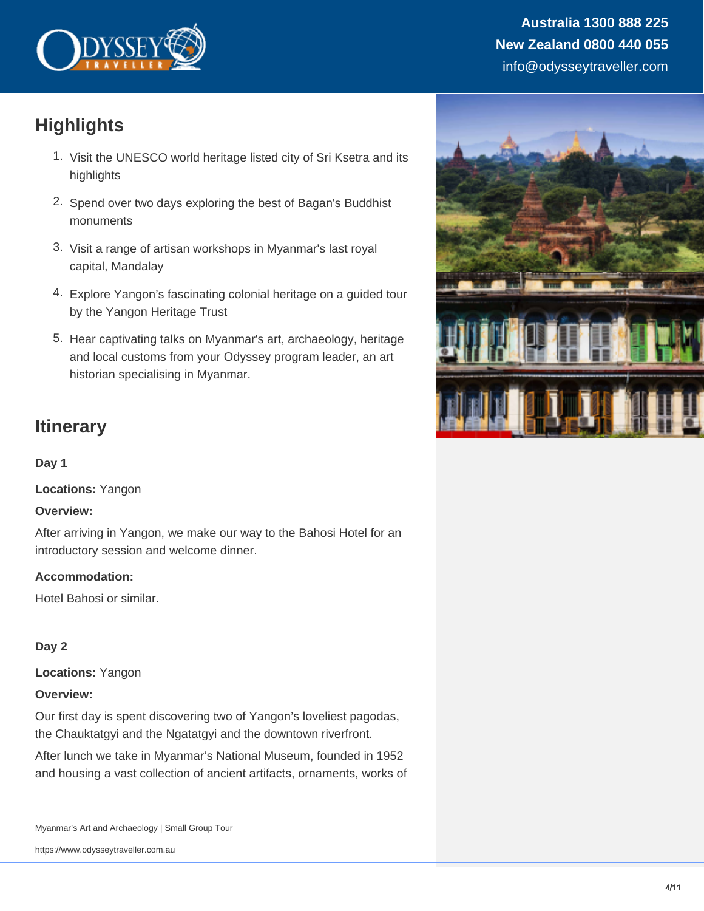## Highlights

1. Visit the UNESCO world heritage listed city of Sri Ksetra and its highlights
2. Spend over two days exploring the best of Bagan's Buddhist monuments
3. Visit a range of artisan workshops in Myanmar's last royal capital, Mandalay
4. Explore Yangon's fascinating colonial heritage on a guided tour by the Yangon Heritage Trust
5. Hear captivating talks on Myanmar's art, archaeology, heritage and local customs from your Odyssey program leader, an art historian specialising in Myanmar.

## Itinerary

**Day 1**

**Locations:** Yangon

**Overview:**

After arriving in Yangon, we make our way to the Bahosi Hotel for an introductory session and welcome dinner.

**Accommodation:**

Hotel Bahosi or similar.

**Day 2**

**Locations:** Yangon

**Overview:**

Our first day is spent discovering two of Yangon's loveliest pagodas, the Chauktatgyi and the Ngatatgyi and the downtown riverfront.

After lunch we take in Myanmar's National Museum, founded in 1952 and housing a vast collection of ancient artifacts, ornaments, works of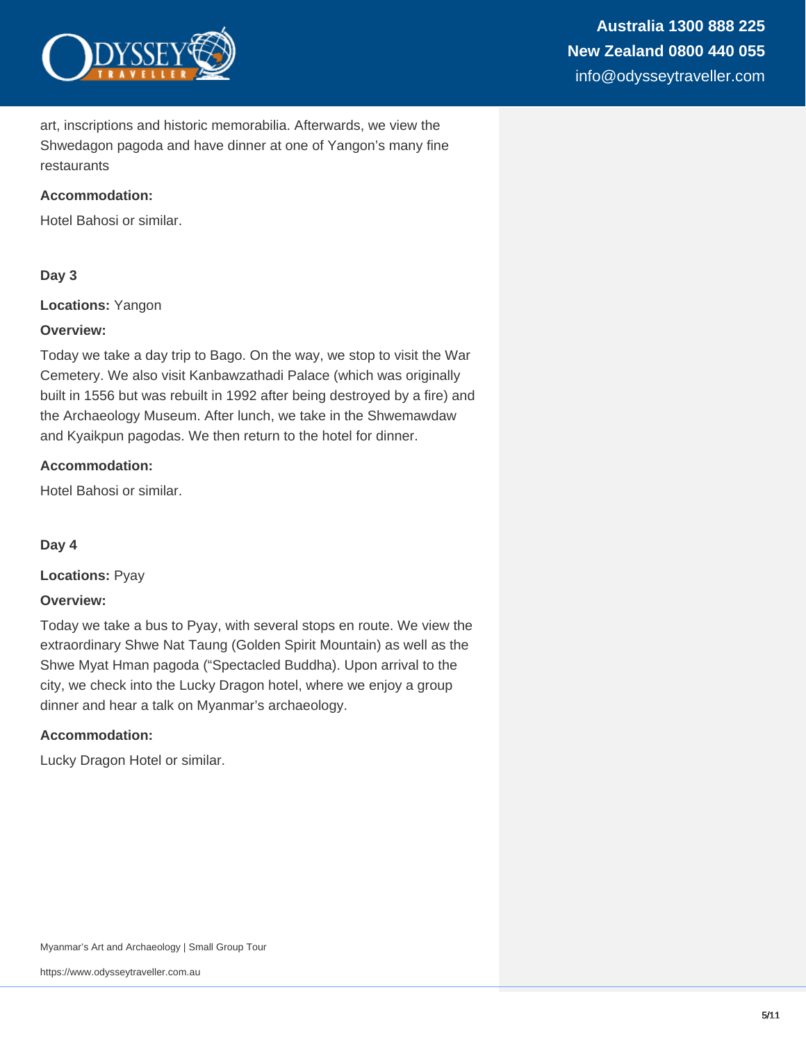art, inscriptions and historic memorabilia. Afterwards, we view the Shwedagon pagoda and have dinner at one of Yangon's many fine restaurants

**Accommodation:**

Hotel Bahosi or similar.

### Day 3

**Locations:** Yangon

**Overview:**

Today we take a day trip to Bago. On the way, we stop to visit the War Cemetery. We also visit Kanbawzathadi Palace (which was originally built in 1556 but was rebuilt in 1992 after being destroyed by a fire) and the Archaeology Museum. After lunch, we take in the Shwemawdaw and Kyaikpun pagodas. We then return to the hotel for dinner.

**Accommodation:**

Hotel Bahosi or similar.

### Day 4

**Locations:** Pyay

**Overview:**

Today we take a bus to Pyay, with several stops en route. We view the extraordinary Shwe Nat Taung (Golden Spirit Mountain) as well as the Shwe Myat Hman pagoda ("Spectacled Buddha). Upon arrival to the city, we check into the Lucky Dragon hotel, where we enjoy a group dinner and hear a talk on Myanmar's archaeology.

**Accommodation:**

Lucky Dragon Hotel or similar.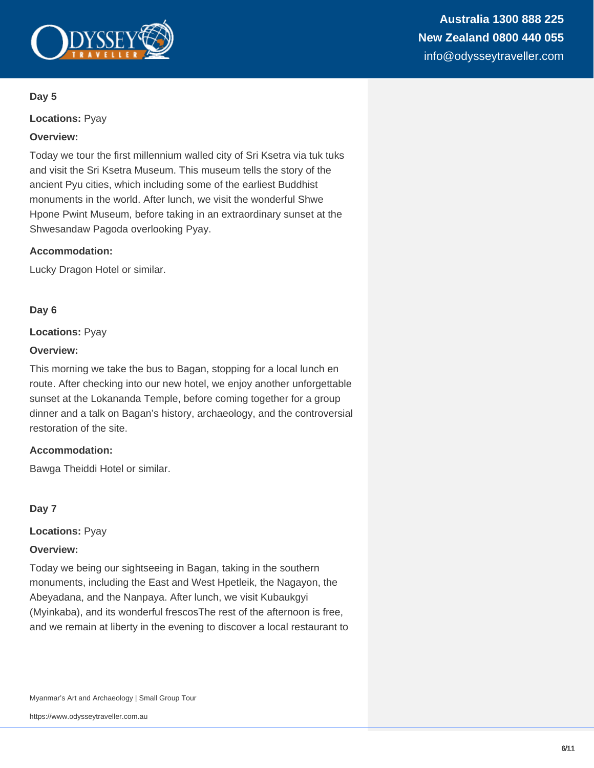**Day 5**

**Locations:** Pyay

**Overview:**

Today we tour the first millennium walled city of Sri Ksetra via tuk tuks and visit the Sri Ksetra Museum. This museum tells the story of the ancient Pyu cities, which including some of the earliest Buddhist monuments in the world. After lunch, we visit the wonderful Shwe Hpone Pwint Museum, before taking in an extraordinary sunset at the Shwesandaw Pagoda overlooking Pyay.

**Accommodation:**

Lucky Dragon Hotel or similar.

**Day 6**

**Locations:** Pyay

**Overview:**

This morning we take the bus to Bagan, stopping for a local lunch en route. After checking into our new hotel, we enjoy another unforgettable sunset at the Lokananda Temple, before coming together for a group dinner and a talk on Bagan's history, archaeology, and the controversial restoration of the site.

**Accommodation:**

Bawga Theiddi Hotel or similar.

**Day 7**

**Locations:** Pyay

**Overview:**

Today we being our sightseeing in Bagan, taking in the southern monuments, including the East and West Hpetleik, the Nagayon, the Abeyadana, and the Nanpaya. After lunch, we visit Kubaukgyi (Myinkaba), and its wonderful frescosThe rest of the afternoon is free, and we remain at liberty in the evening to discover a local restaurant to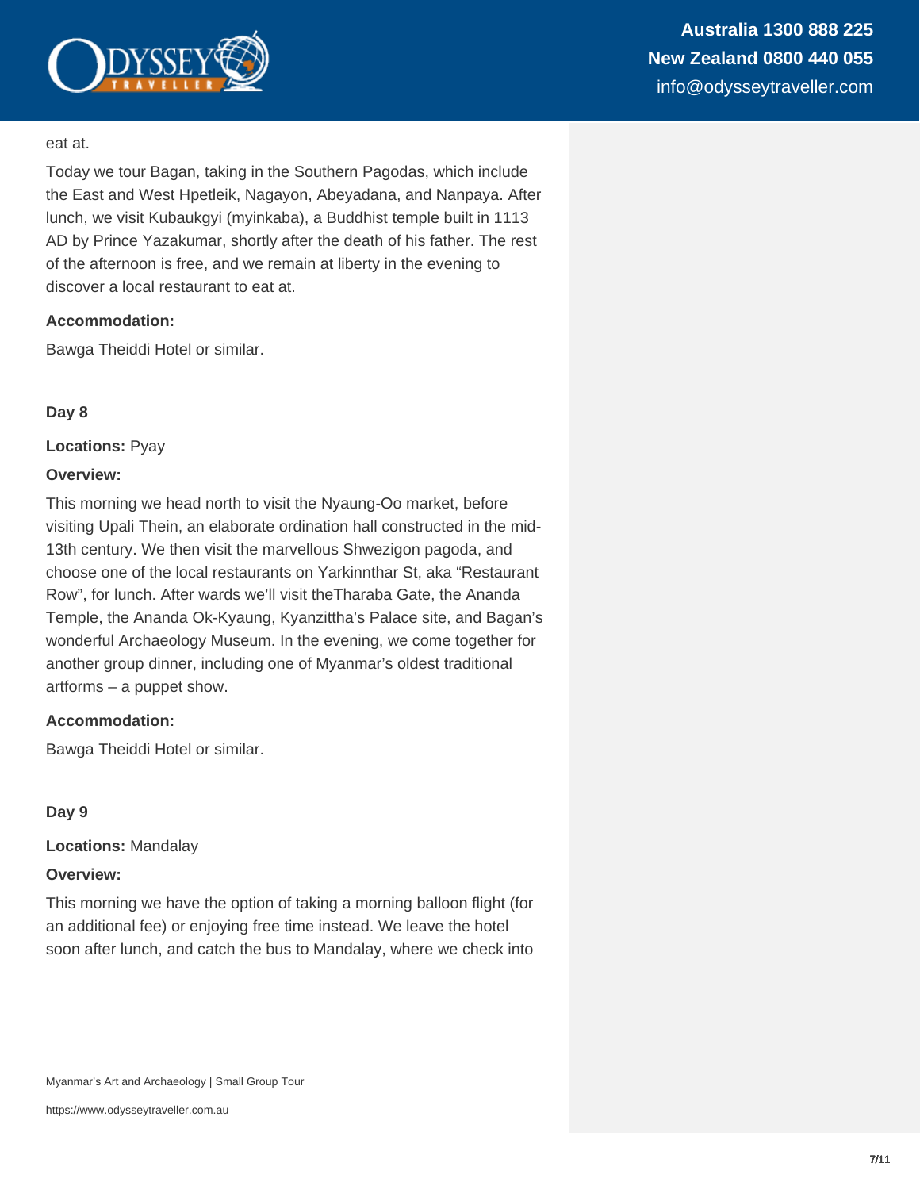eat at.

Today we tour Bagan, taking in the Southern Pagodas, which include the East and West Hpetleik, Nagayon, Abeyadana, and Nanpaya. After lunch, we visit Kubaukgyi (myinkaba), a Buddhist temple built in 1113 AD by Prince Yazakumar, shortly after the death of his father. The rest of the afternoon is free, and we remain at liberty in the evening to discover a local restaurant to eat at.

**Accommodation:**

Bawga Theiddi Hotel or similar.

**Day 8**

**Locations:** Pyay

**Overview:**

This morning we head north to visit the Nyaung-Oo market, before visiting Upali Thein, an elaborate ordination hall constructed in the mid-13th century. We then visit the marvellous Shwezigon pagoda, and choose one of the local restaurants on Yarkinnthar St, aka "Restaurant Row", for lunch. After wards we'll visit theTharaba Gate, the Ananda Temple, the Ananda Ok-Kyaung, Kyanzittha's Palace site, and Bagan's wonderful Archaeology Museum. In the evening, we come together for another group dinner, including one of Myanmar's oldest traditional artforms – a puppet show.

**Accommodation:**

Bawga Theiddi Hotel or similar.

**Day 9**

**Locations:** Mandalay

**Overview:**

This morning we have the option of taking a morning balloon flight (for an additional fee) or enjoying free time instead. We leave the hotel soon after lunch, and catch the bus to Mandalay, where we check into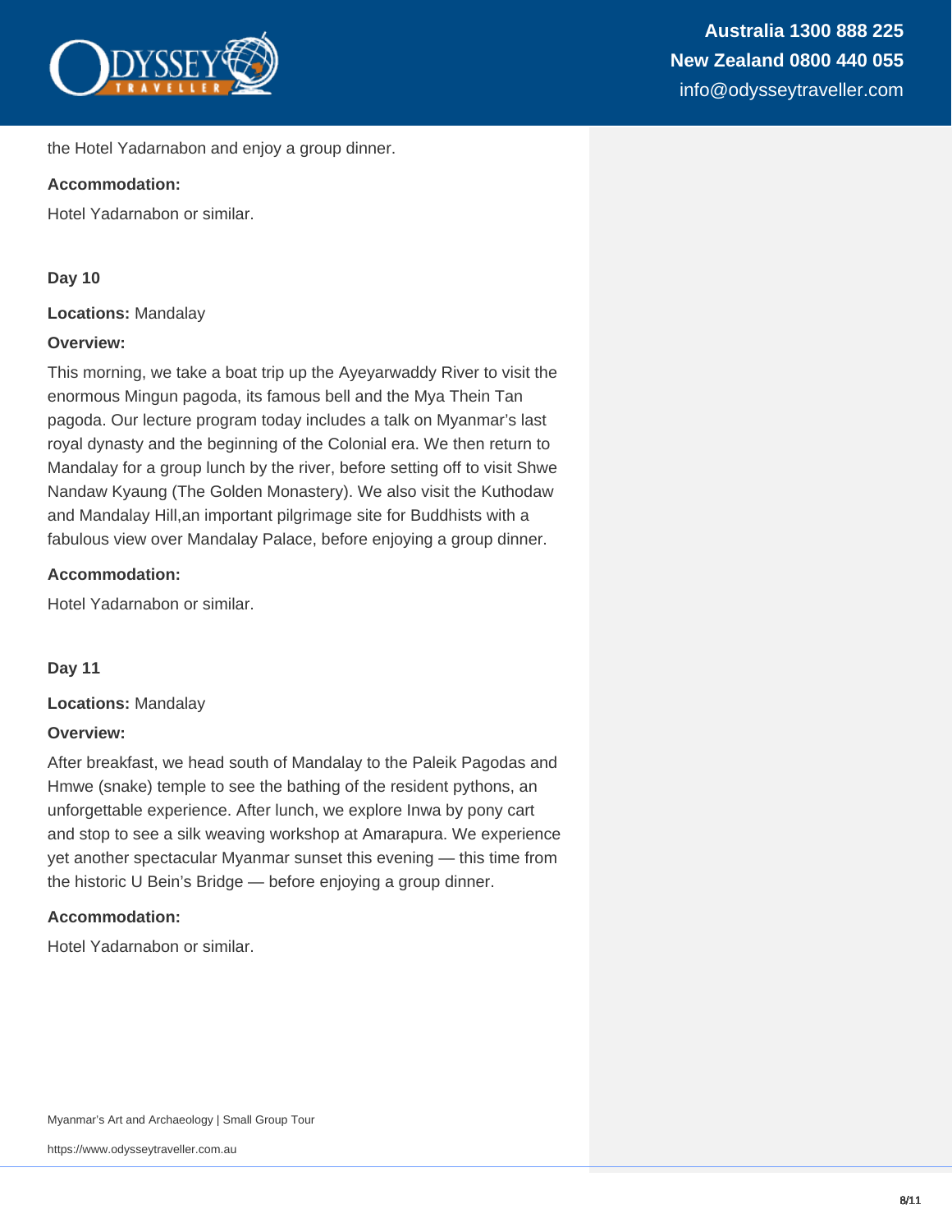the Hotel Yadarnabon and enjoy a group dinner.

**Accommodation:**

Hotel Yadarnabon or similar.

**Day 10**

**Locations:** Mandalay

**Overview:**

This morning, we take a boat trip up the Ayeyarwaddy River to visit the enormous Mingun pagoda, its famous bell and the Mya Thein Tan pagoda. Our lecture program today includes a talk on Myanmar's last royal dynasty and the beginning of the Colonial era. We then return to Mandalay for a group lunch by the river, before setting off to visit Shwe Nandaw Kyaung (The Golden Monastery). We also visit the Kuthodaw and Mandalay Hill,an important pilgrimage site for Buddhists with a fabulous view over Mandalay Palace, before enjoying a group dinner.

**Accommodation:**

Hotel Yadarnabon or similar.

**Day 11**

**Locations:** Mandalay

**Overview:**

After breakfast, we head south of Mandalay to the Paleik Pagodas and Hmwe (snake) temple to see the bathing of the resident pythons, an unforgettable experience. After lunch, we explore Inwa by pony cart and stop to see a silk weaving workshop at Amarapura. We experience yet another spectacular Myanmar sunset this evening — this time from the historic U Bein's Bridge — before enjoying a group dinner.

**Accommodation:**

Hotel Yadarnabon or similar.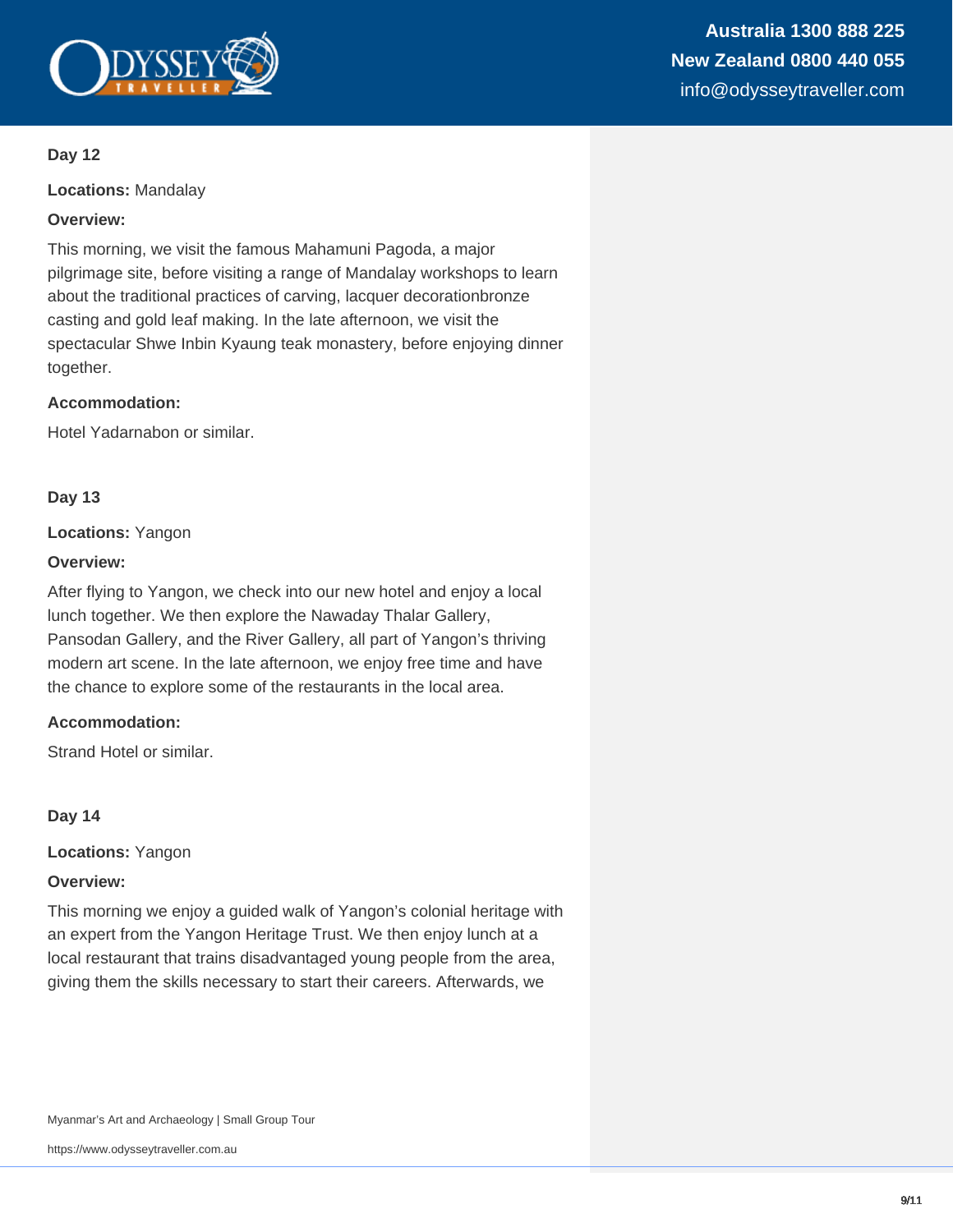**Day 12**

**Locations:** Mandalay

**Overview:**

This morning, we visit the famous Mahamuni Pagoda, a major pilgrimage site, before visiting a range of Mandalay workshops to learn about the traditional practices of carving, lacquer decorationbronze casting and gold leaf making. In the late afternoon, we visit the spectacular Shwe Inbin Kyaung teak monastery, before enjoying dinner together.

**Accommodation:**

Hotel Yadarnabon or similar.

**Day 13**

**Locations:** Yangon

**Overview:**

After flying to Yangon, we check into our new hotel and enjoy a local lunch together. We then explore the Nawaday Thalar Gallery, Pansodan Gallery, and the River Gallery, all part of Yangon's thriving modern art scene. In the late afternoon, we enjoy free time and have the chance to explore some of the restaurants in the local area.

**Accommodation:**

Strand Hotel or similar.

**Day 14**

**Locations:** Yangon

**Overview:**

This morning we enjoy a guided walk of Yangon's colonial heritage with an expert from the Yangon Heritage Trust. We then enjoy lunch at a local restaurant that trains disadvantaged young people from the area, giving them the skills necessary to start their careers. Afterwards, we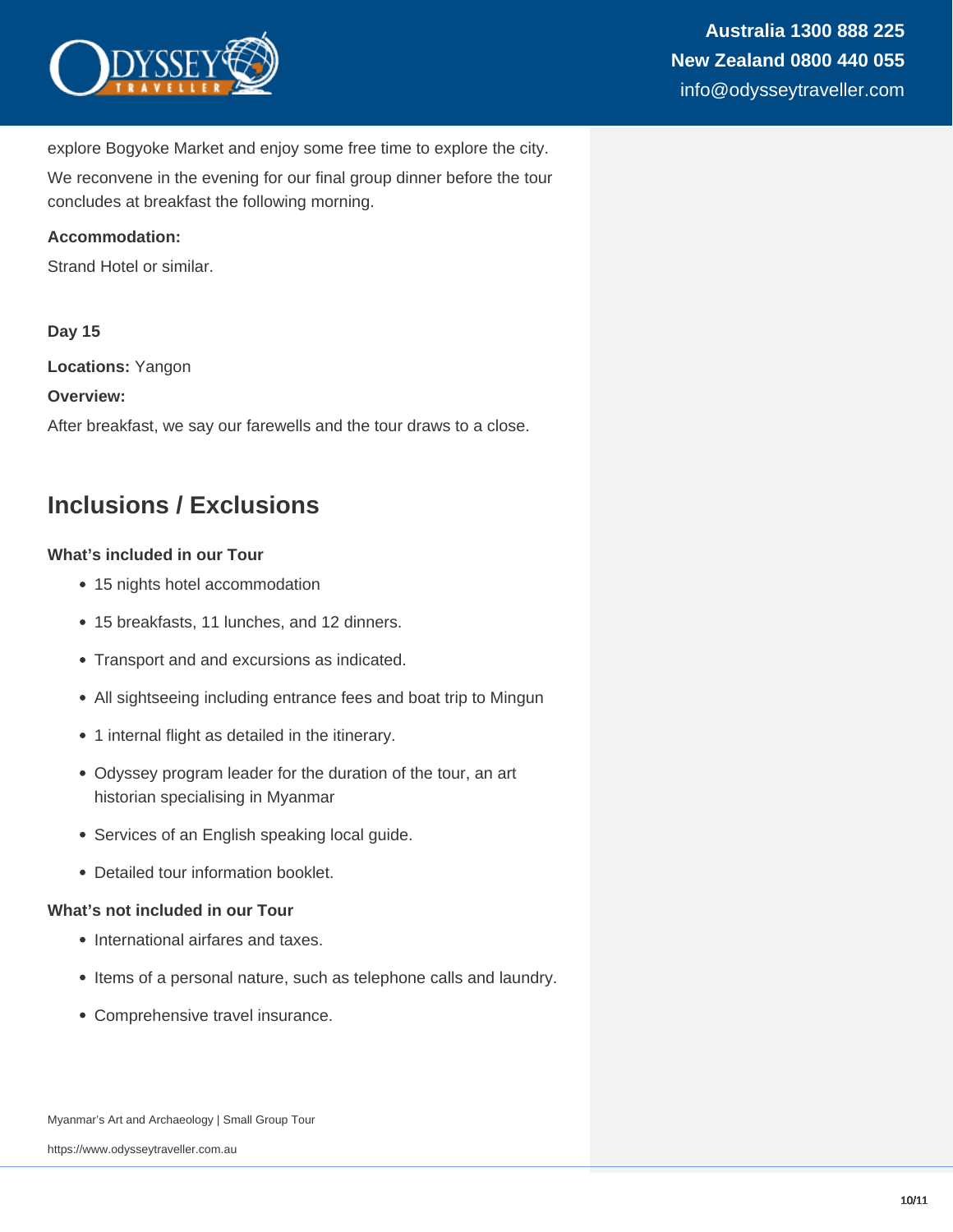explore Bogyoke Market and enjoy some free time to explore the city.

We reconvene in the evening for our final group dinner before the tour concludes at breakfast the following morning.

**Accommodation:**

Strand Hotel or similar.

**Day 15**

**Locations:** Yangon

**Overview:**

After breakfast, we say our farewells and the tour draws to a close.

## Inclusions / Exclusions

**What's included in our Tour**

- 15 nights hotel accommodation
- 15 breakfasts, 11 lunches, and 12 dinners.
- Transport and and excursions as indicated.
- All sightseeing including entrance fees and boat trip to Mingun
- 1 internal flight as detailed in the itinerary.
- Odyssey program leader for the duration of the tour, an art historian specialising in Myanmar
- Services of an English speaking local guide.
- Detailed tour information booklet.

**What's not included in our Tour**

- International airfares and taxes.
- Items of a personal nature, such as telephone calls and laundry.
- Comprehensive travel insurance.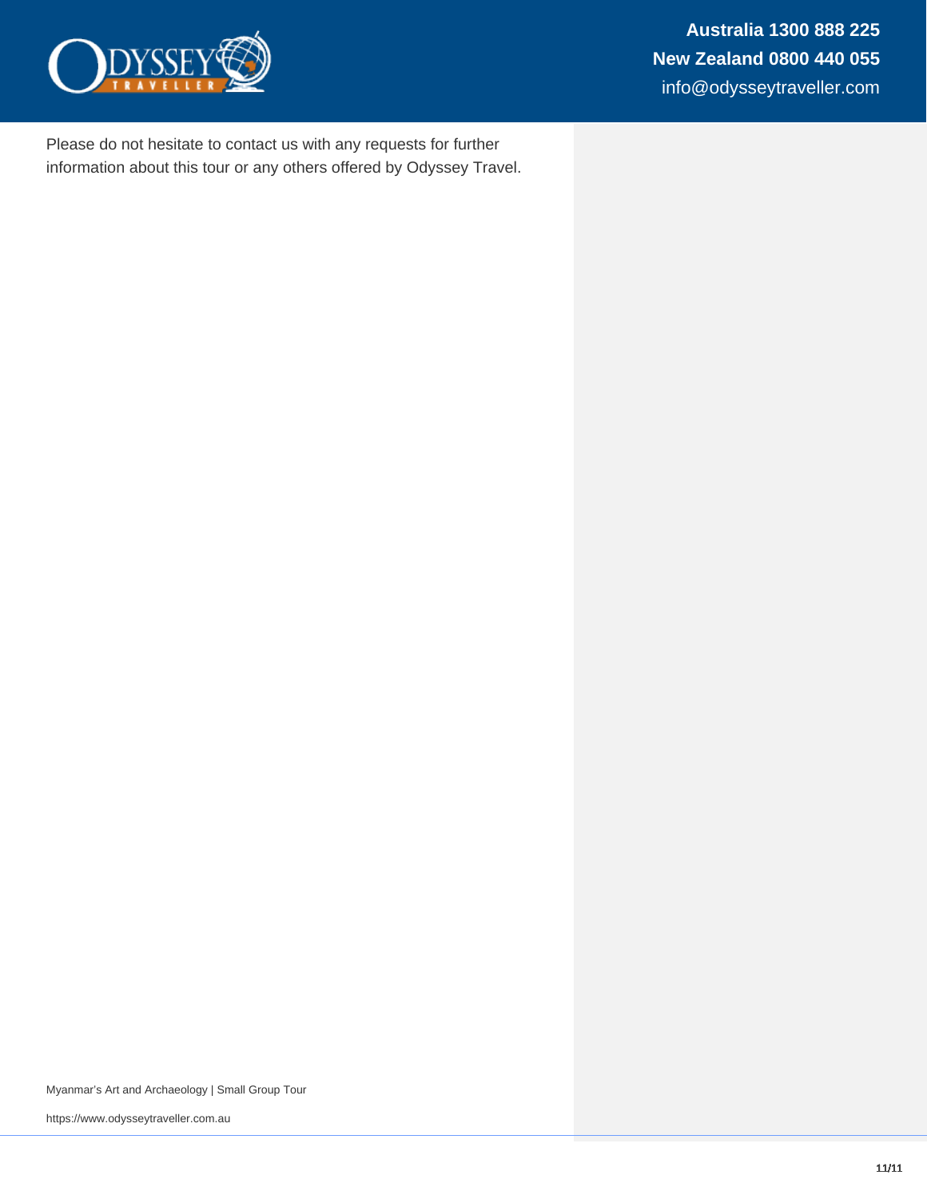Please do not hesitate to contact us with any requests for further information about this tour or any others offered by Odyssey Travel.